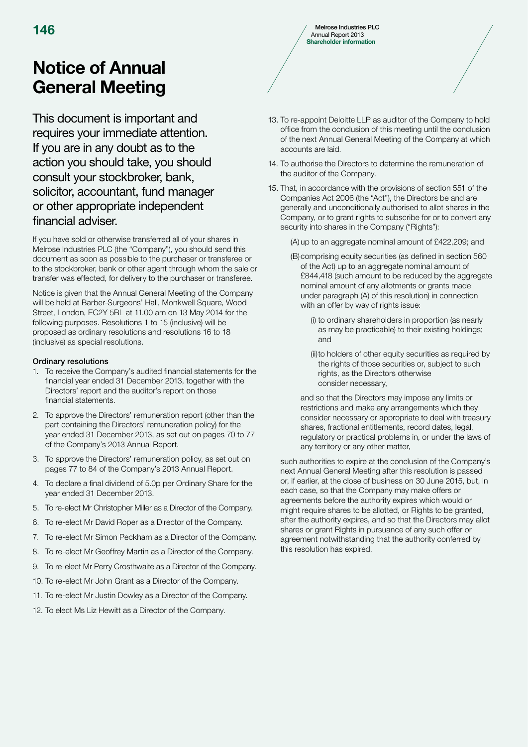# Notice of Annual General Meeting

This document is important and requires your immediate attention. If you are in any doubt as to the action you should take, you should consult your stockbroker, bank, solicitor, accountant, fund manager or other appropriate independent financial adviser.

If you have sold or otherwise transferred all of your shares in Melrose Industries PLC (the "Company"), you should send this document as soon as possible to the purchaser or transferee or to the stockbroker, bank or other agent through whom the sale or transfer was effected, for delivery to the purchaser or transferee.

Notice is given that the Annual General Meeting of the Company will be held at Barber-Surgeons' Hall, Monkwell Square, Wood Street, London, EC2Y 5BL at 11.00 am on 13 May 2014 for the following purposes. Resolutions 1 to 15 (inclusive) will be proposed as ordinary resolutions and resolutions 16 to 18 (inclusive) as special resolutions.

**Ordinary resolutions**

1. To receive the Company's audited financial statements for the financial year ended 31 December 2013, together with the Directors' report and the auditor's report on those financial statements.
2. To approve the Directors' remuneration report (other than the part containing the Directors' remuneration policy) for the year ended 31 December 2013, as set out on pages 70 to 77 of the Company's 2013 Annual Report.
3. To approve the Directors' remuneration policy, as set out on pages 77 to 84 of the Company's 2013 Annual Report.
4. To declare a final dividend of 5.0p per Ordinary Share for the year ended 31 December 2013.
5. To re-elect Mr Christopher Miller as a Director of the Company.
6. To re-elect Mr David Roper as a Director of the Company.
7. To re-elect Mr Simon Peckham as a Director of the Company.
8. To re-elect Mr Geoffrey Martin as a Director of the Company.
9. To re-elect Mr Perry Crosthwaite as a Director of the Company.
10. To re-elect Mr John Grant as a Director of the Company.
11. To re-elect Mr Justin Dowley as a Director of the Company.
12. To elect Ms Liz Hewitt as a Director of the Company.
13. To re-appoint Deloitte LLP as auditor of the Company to hold office from the conclusion of this meeting until the conclusion of the next Annual General Meeting of the Company at which accounts are laid.
14. To authorise the Directors to determine the remuneration of the auditor of the Company.
15. That, in accordance with the provisions of section 551 of the Companies Act 2006 (the "Act"), the Directors be and are generally and unconditionally authorised to allot shares in the Company, or to grant rights to subscribe for or to convert any security into shares in the Company ("Rights"):

    (A) up to an aggregate nominal amount of £422,209; and

    (B) comprising equity securities (as defined in section 560 of the Act) up to an aggregate nominal amount of £844,418 (such amount to be reduced by the aggregate nominal amount of any allotments or grants made under paragraph (A) of this resolution) in connection with an offer by way of rights issue:

    (i) to ordinary shareholders in proportion (as nearly as may be practicable) to their existing holdings; and

    (ii) to holders of other equity securities as required by the rights of those securities or, subject to such rights, as the Directors otherwise consider necessary,

    and so that the Directors may impose any limits or restrictions and make any arrangements which they consider necessary or appropriate to deal with treasury shares, fractional entitlements, record dates, legal, regulatory or practical problems in, or under the laws of any territory or any other matter,

    such authorities to expire at the conclusion of the Company's next Annual General Meeting after this resolution is passed or, if earlier, at the close of business on 30 June 2015, but, in each case, so that the Company may make offers or agreements before the authority expires which would or might require shares to be allotted, or Rights to be granted, after the authority expires, and so that the Directors may allot shares or grant Rights in pursuance of any such offer or agreement notwithstanding that the authority conferred by this resolution has expired.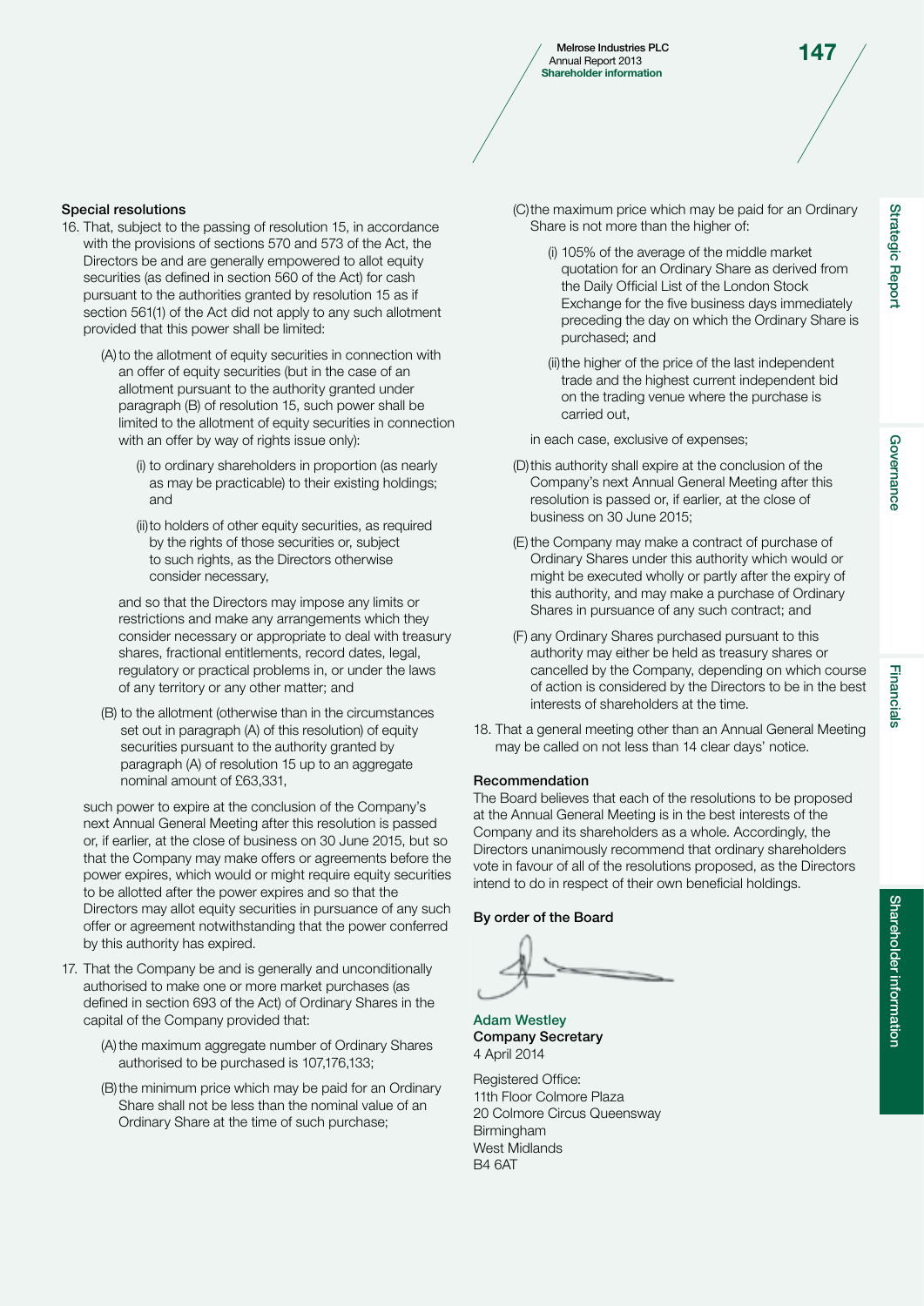### Special resolutions

16. That, subject to the passing of resolution 15, in accordance with the provisions of sections 570 and 573 of the Act, the Directors be and are generally empowered to allot equity securities (as defined in section 560 of the Act) for cash pursuant to the authorities granted by resolution 15 as if section 561(1) of the Act did not apply to any such allotment provided that this power shall be limited:

    (A) to the allotment of equity securities in connection with an offer of equity securities (but in the case of an allotment pursuant to the authority granted under paragraph (B) of resolution 15, such power shall be limited to the allotment of equity securities in connection with an offer by way of rights issue only):

    (i) to ordinary shareholders in proportion (as nearly as may be practicable) to their existing holdings; and

    (ii) to holders of other equity securities, as required by the rights of those securities or, subject to such rights, as the Directors otherwise consider necessary,

    and so that the Directors may impose any limits or restrictions and make any arrangements which they consider necessary or appropriate to deal with treasury shares, fractional entitlements, record dates, legal, regulatory or practical problems in, or under the laws of any territory or any other matter; and

    (B) to the allotment (otherwise than in the circumstances set out in paragraph (A) of this resolution) of equity securities pursuant to the authority granted by paragraph (A) of resolution 15 up to an aggregate nominal amount of £63,331,

    such power to expire at the conclusion of the Company's next Annual General Meeting after this resolution is passed or, if earlier, at the close of business on 30 June 2015, but so that the Company may make offers or agreements before the power expires, which would or might require equity securities to be allotted after the power expires and so that the Directors may allot equity securities in pursuance of any such offer or agreement notwithstanding that the power conferred by this authority has expired.

17. That the Company be and is generally and unconditionally authorised to make one or more market purchases (as defined in section 693 of the Act) of Ordinary Shares in the capital of the Company provided that:

    (A) the maximum aggregate number of Ordinary Shares authorised to be purchased is 107,176,133;

    (B) the minimum price which may be paid for an Ordinary Share shall not be less than the nominal value of an Ordinary Share at the time of such purchase;

    (C) the maximum price which may be paid for an Ordinary Share is not more than the higher of:

    (i) 105% of the average of the middle market quotation for an Ordinary Share as derived from the Daily Official List of the London Stock Exchange for the five business days immediately preceding the day on which the Ordinary Share is purchased; and

    (ii) the higher of the price of the last independent trade and the highest current independent bid on the trading venue where the purchase is carried out,

    in each case, exclusive of expenses;

    (D) this authority shall expire at the conclusion of the Company's next Annual General Meeting after this resolution is passed or, if earlier, at the close of business on 30 June 2015;

    (E) the Company may make a contract of purchase of Ordinary Shares under this authority which would or might be executed wholly or partly after the expiry of this authority, and may make a purchase of Ordinary Shares in pursuance of any such contract; and

    (F) any Ordinary Shares purchased pursuant to this authority may either be held as treasury shares or cancelled by the Company, depending on which course of action is considered by the Directors to be in the best interests of shareholders at the time.

18. That a general meeting other than an Annual General Meeting may be called on not less than 14 clear days' notice.

### Recommendation

The Board believes that each of the resolutions to be proposed at the Annual General Meeting is in the best interests of the Company and its shareholders as a whole. Accordingly, the Directors unanimously recommend that ordinary shareholders vote in favour of all of the resolutions proposed, as the Directors intend to do in respect of their own beneficial holdings.

**By order of the Board**

Adam Westley
**Company Secretary**
4 April 2014

Registered Office:
11th Floor Colmore Plaza
20 Colmore Circus Queensway
Birmingham
West Midlands
B4 6AT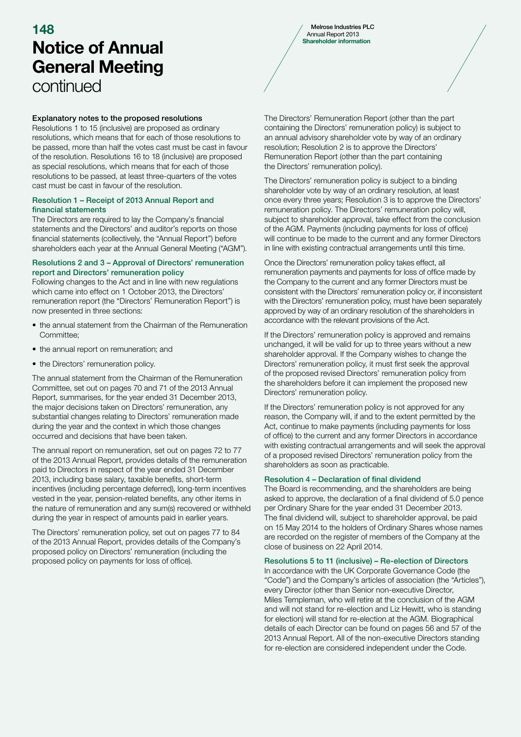# Notice of Annual General Meeting continued

### Explanatory notes to the proposed resolutions

Resolutions 1 to 15 (inclusive) are proposed as ordinary resolutions, which means that for each of those resolutions to be passed, more than half the votes cast must be cast in favour of the resolution. Resolutions 16 to 18 (inclusive) are proposed as special resolutions, which means that for each of those resolutions to be passed, at least three-quarters of the votes cast must be cast in favour of the resolution.

### Resolution 1 – Receipt of 2013 Annual Report and financial statements

The Directors are required to lay the Company's financial statements and the Directors' and auditor's reports on those financial statements (collectively, the "Annual Report") before shareholders each year at the Annual General Meeting ("AGM").

### Resolutions 2 and 3 – Approval of Directors' remuneration report and Directors' remuneration policy

Following changes to the Act and in line with new regulations which came into effect on 1 October 2013, the Directors' remuneration report (the "Directors' Remuneration Report") is now presented in three sections:

- the annual statement from the Chairman of the Remuneration Committee;
- the annual report on remuneration; and
- the Directors' remuneration policy.

The annual statement from the Chairman of the Remuneration Committee, set out on pages 70 and 71 of the 2013 Annual Report, summarises, for the year ended 31 December 2013, the major decisions taken on Directors' remuneration, any substantial changes relating to Directors' remuneration made during the year and the context in which those changes occurred and decisions that have been taken.

The annual report on remuneration, set out on pages 72 to 77 of the 2013 Annual Report, provides details of the remuneration paid to Directors in respect of the year ended 31 December 2013, including base salary, taxable benefits, short-term incentives (including percentage deferred), long-term incentives vested in the year, pension-related benefits, any other items in the nature of remuneration and any sum(s) recovered or withheld during the year in respect of amounts paid in earlier years.

The Directors' remuneration policy, set out on pages 77 to 84 of the 2013 Annual Report, provides details of the Company's proposed policy on Directors' remuneration (including the proposed policy on payments for loss of office).

The Directors' Remuneration Report (other than the part containing the Directors' remuneration policy) is subject to an annual advisory shareholder vote by way of an ordinary resolution; Resolution 2 is to approve the Directors' Remuneration Report (other than the part containing the Directors' remuneration policy).

The Directors' remuneration policy is subject to a binding shareholder vote by way of an ordinary resolution, at least once every three years; Resolution 3 is to approve the Directors' remuneration policy. The Directors' remuneration policy will, subject to shareholder approval, take effect from the conclusion of the AGM. Payments (including payments for loss of office) will continue to be made to the current and any former Directors in line with existing contractual arrangements until this time.

Once the Directors' remuneration policy takes effect, all remuneration payments and payments for loss of office made by the Company to the current and any former Directors must be consistent with the Directors' remuneration policy or, if inconsistent with the Directors' remuneration policy, must have been separately approved by way of an ordinary resolution of the shareholders in accordance with the relevant provisions of the Act.

If the Directors' remuneration policy is approved and remains unchanged, it will be valid for up to three years without a new shareholder approval. If the Company wishes to change the Directors' remuneration policy, it must first seek the approval of the proposed revised Directors' remuneration policy from the shareholders before it can implement the proposed new Directors' remuneration policy.

If the Directors' remuneration policy is not approved for any reason, the Company will, if and to the extent permitted by the Act, continue to make payments (including payments for loss of office) to the current and any former Directors in accordance with existing contractual arrangements and will seek the approval of a proposed revised Directors' remuneration policy from the shareholders as soon as practicable.

### Resolution 4 – Declaration of final dividend

The Board is recommending, and the shareholders are being asked to approve, the declaration of a final dividend of 5.0 pence per Ordinary Share for the year ended 31 December 2013. The final dividend will, subject to shareholder approval, be paid on 15 May 2014 to the holders of Ordinary Shares whose names are recorded on the register of members of the Company at the close of business on 22 April 2014.

### Resolutions 5 to 11 (inclusive) – Re-election of Directors

In accordance with the UK Corporate Governance Code (the "Code") and the Company's articles of association (the "Articles"), every Director (other than Senior non-executive Director, Miles Templeman, who will retire at the conclusion of the AGM and will not stand for re-election and Liz Hewitt, who is standing for election) will stand for re-election at the AGM. Biographical details of each Director can be found on pages 56 and 57 of the 2013 Annual Report. All of the non-executive Directors standing for re-election are considered independent under the Code.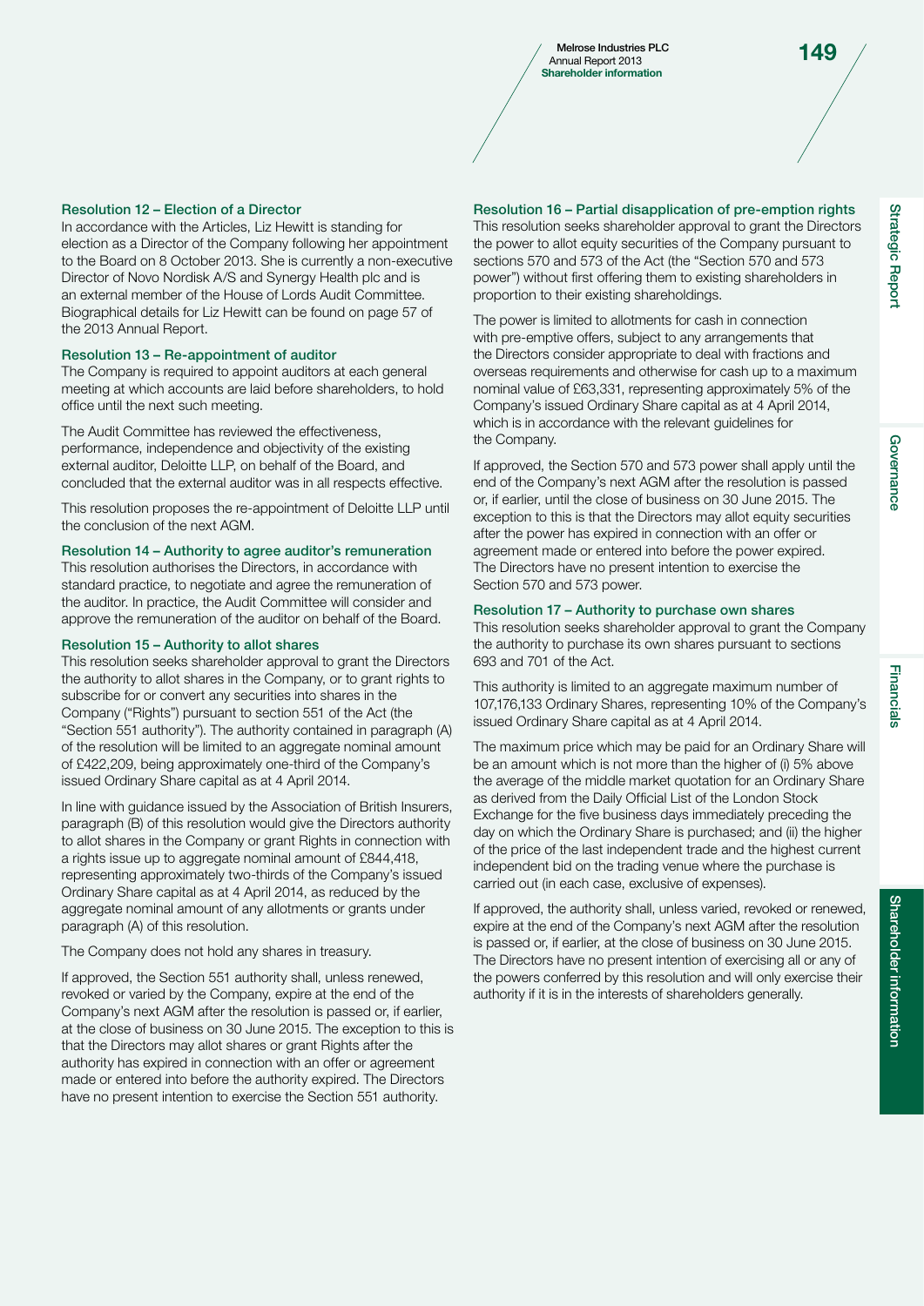### Resolution 12 – Election of a Director

In accordance with the Articles, Liz Hewitt is standing for election as a Director of the Company following her appointment to the Board on 8 October 2013. She is currently a non-executive Director of Novo Nordisk A/S and Synergy Health plc and is an external member of the House of Lords Audit Committee. Biographical details for Liz Hewitt can be found on page 57 of the 2013 Annual Report.

### Resolution 13 – Re-appointment of auditor

The Company is required to appoint auditors at each general meeting at which accounts are laid before shareholders, to hold office until the next such meeting.

The Audit Committee has reviewed the effectiveness, performance, independence and objectivity of the existing external auditor, Deloitte LLP, on behalf of the Board, and concluded that the external auditor was in all respects effective.

This resolution proposes the re-appointment of Deloitte LLP until the conclusion of the next AGM.

### Resolution 14 – Authority to agree auditor's remuneration

This resolution authorises the Directors, in accordance with standard practice, to negotiate and agree the remuneration of the auditor. In practice, the Audit Committee will consider and approve the remuneration of the auditor on behalf of the Board.

### Resolution 15 – Authority to allot shares

This resolution seeks shareholder approval to grant the Directors the authority to allot shares in the Company, or to grant rights to subscribe for or convert any securities into shares in the Company ("Rights") pursuant to section 551 of the Act (the "Section 551 authority"). The authority contained in paragraph (A) of the resolution will be limited to an aggregate nominal amount of £422,209, being approximately one-third of the Company's issued Ordinary Share capital as at 4 April 2014.

In line with guidance issued by the Association of British Insurers, paragraph (B) of this resolution would give the Directors authority to allot shares in the Company or grant Rights in connection with a rights issue up to aggregate nominal amount of £844,418, representing approximately two-thirds of the Company's issued Ordinary Share capital as at 4 April 2014, as reduced by the aggregate nominal amount of any allotments or grants under paragraph (A) of this resolution.

The Company does not hold any shares in treasury.

If approved, the Section 551 authority shall, unless renewed, revoked or varied by the Company, expire at the end of the Company's next AGM after the resolution is passed or, if earlier, at the close of business on 30 June 2015. The exception to this is that the Directors may allot shares or grant Rights after the authority has expired in connection with an offer or agreement made or entered into before the authority expired. The Directors have no present intention to exercise the Section 551 authority.

### Resolution 16 – Partial disapplication of pre-emption rights

This resolution seeks shareholder approval to grant the Directors the power to allot equity securities of the Company pursuant to sections 570 and 573 of the Act (the "Section 570 and 573 power") without first offering them to existing shareholders in proportion to their existing shareholdings.

The power is limited to allotments for cash in connection with pre-emptive offers, subject to any arrangements that the Directors consider appropriate to deal with fractions and overseas requirements and otherwise for cash up to a maximum nominal value of £63,331, representing approximately 5% of the Company's issued Ordinary Share capital as at 4 April 2014, which is in accordance with the relevant guidelines for the Company.

If approved, the Section 570 and 573 power shall apply until the end of the Company's next AGM after the resolution is passed or, if earlier, until the close of business on 30 June 2015. The exception to this is that the Directors may allot equity securities after the power has expired in connection with an offer or agreement made or entered into before the power expired. The Directors have no present intention to exercise the Section 570 and 573 power.

### Resolution 17 – Authority to purchase own shares

This resolution seeks shareholder approval to grant the Company the authority to purchase its own shares pursuant to sections 693 and 701 of the Act.

This authority is limited to an aggregate maximum number of 107,176,133 Ordinary Shares, representing 10% of the Company's issued Ordinary Share capital as at 4 April 2014.

The maximum price which may be paid for an Ordinary Share will be an amount which is not more than the higher of (i) 5% above the average of the middle market quotation for an Ordinary Share as derived from the Daily Official List of the London Stock Exchange for the five business days immediately preceding the day on which the Ordinary Share is purchased; and (ii) the higher of the price of the last independent trade and the highest current independent bid on the trading venue where the purchase is carried out (in each case, exclusive of expenses).

If approved, the authority shall, unless varied, revoked or renewed, expire at the end of the Company's next AGM after the resolution is passed or, if earlier, at the close of business on 30 June 2015. The Directors have no present intention of exercising all or any of the powers conferred by this resolution and will only exercise their authority if it is in the interests of shareholders generally.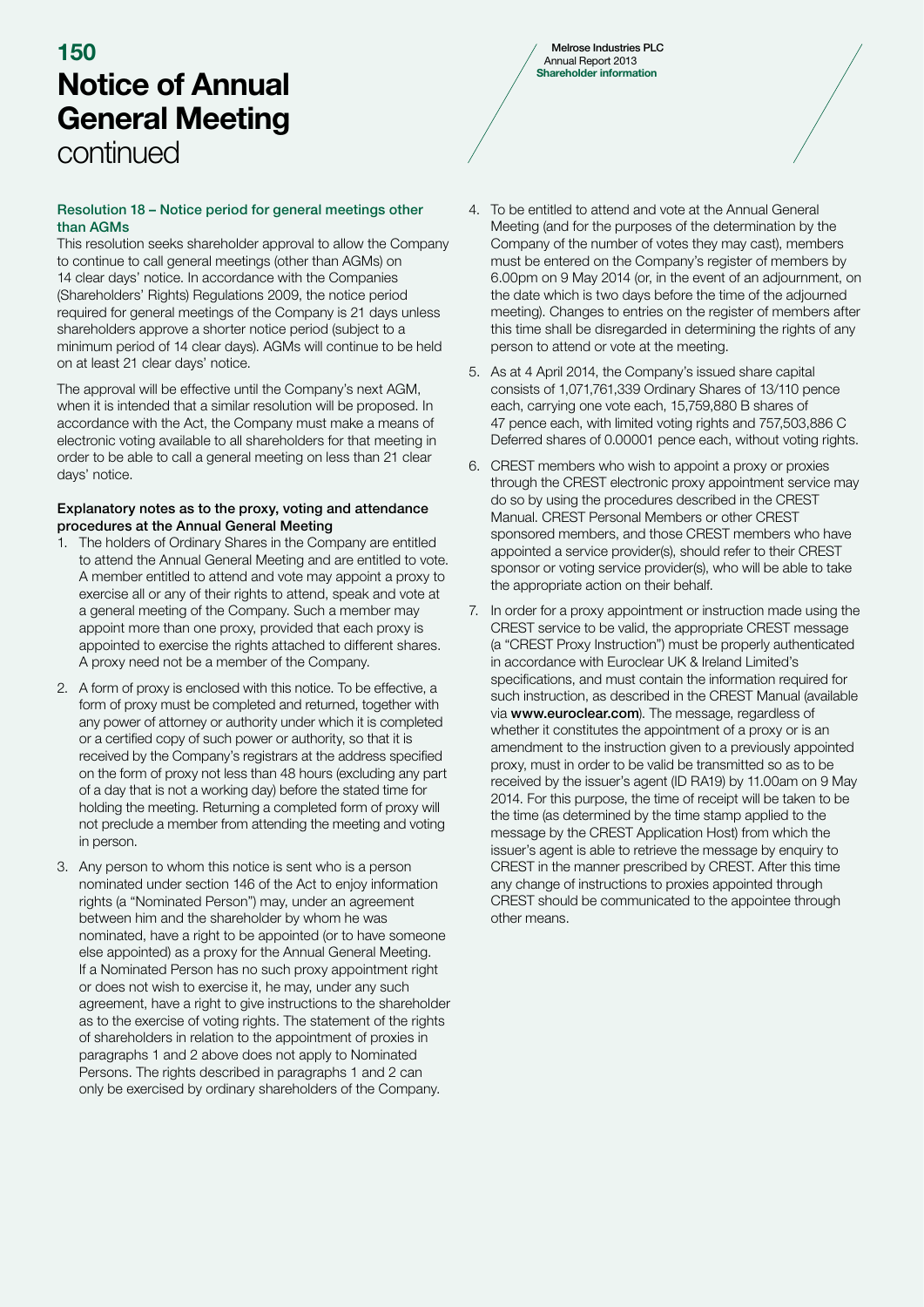# Notice of Annual General Meeting continued

### Resolution 18 – Notice period for general meetings other than AGMs

This resolution seeks shareholder approval to allow the Company to continue to call general meetings (other than AGMs) on 14 clear days' notice. In accordance with the Companies (Shareholders' Rights) Regulations 2009, the notice period required for general meetings of the Company is 21 days unless shareholders approve a shorter notice period (subject to a minimum period of 14 clear days). AGMs will continue to be held on at least 21 clear days' notice.

The approval will be effective until the Company's next AGM, when it is intended that a similar resolution will be proposed. In accordance with the Act, the Company must make a means of electronic voting available to all shareholders for that meeting in order to be able to call a general meeting on less than 21 clear days' notice.

### Explanatory notes as to the proxy, voting and attendance procedures at the Annual General Meeting

1. The holders of Ordinary Shares in the Company are entitled to attend the Annual General Meeting and are entitled to vote. A member entitled to attend and vote may appoint a proxy to exercise all or any of their rights to attend, speak and vote at a general meeting of the Company. Such a member may appoint more than one proxy, provided that each proxy is appointed to exercise the rights attached to different shares. A proxy need not be a member of the Company.
2. A form of proxy is enclosed with this notice. To be effective, a form of proxy must be completed and returned, together with any power of attorney or authority under which it is completed or a certified copy of such power or authority, so that it is received by the Company's registrars at the address specified on the form of proxy not less than 48 hours (excluding any part of a day that is not a working day) before the stated time for holding the meeting. Returning a completed form of proxy will not preclude a member from attending the meeting and voting in person.
3. Any person to whom this notice is sent who is a person nominated under section 146 of the Act to enjoy information rights (a "Nominated Person") may, under an agreement between him and the shareholder by whom he was nominated, have a right to be appointed (or to have someone else appointed) as a proxy for the Annual General Meeting. If a Nominated Person has no such proxy appointment right or does not wish to exercise it, he may, under any such agreement, have a right to give instructions to the shareholder as to the exercise of voting rights. The statement of the rights of shareholders in relation to the appointment of proxies in paragraphs 1 and 2 above does not apply to Nominated Persons. The rights described in paragraphs 1 and 2 can only be exercised by ordinary shareholders of the Company.
4. To be entitled to attend and vote at the Annual General Meeting (and for the purposes of the determination by the Company of the number of votes they may cast), members must be entered on the Company's register of members by 6.00pm on 9 May 2014 (or, in the event of an adjournment, on the date which is two days before the time of the adjourned meeting). Changes to entries on the register of members after this time shall be disregarded in determining the rights of any person to attend or vote at the meeting.
5. As at 4 April 2014, the Company's issued share capital consists of 1,071,761,339 Ordinary Shares of 13/110 pence each, carrying one vote each, 15,759,880 B shares of 47 pence each, with limited voting rights and 757,503,886 C Deferred shares of 0.00001 pence each, without voting rights.
6. CREST members who wish to appoint a proxy or proxies through the CREST electronic proxy appointment service may do so by using the procedures described in the CREST Manual. CREST Personal Members or other CREST sponsored members, and those CREST members who have appointed a service provider(s), should refer to their CREST sponsor or voting service provider(s), who will be able to take the appropriate action on their behalf.
7. In order for a proxy appointment or instruction made using the CREST service to be valid, the appropriate CREST message (a "CREST Proxy Instruction") must be properly authenticated in accordance with Euroclear UK & Ireland Limited's specifications, and must contain the information required for such instruction, as described in the CREST Manual (available via **www.euroclear.com**). The message, regardless of whether it constitutes the appointment of a proxy or is an amendment to the instruction given to a previously appointed proxy, must in order to be valid be transmitted so as to be received by the issuer's agent (ID RA19) by 11.00am on 9 May 2014. For this purpose, the time of receipt will be taken to be the time (as determined by the time stamp applied to the message by the CREST Application Host) from which the issuer's agent is able to retrieve the message by enquiry to CREST in the manner prescribed by CREST. After this time any change of instructions to proxies appointed through CREST should be communicated to the appointee through other means.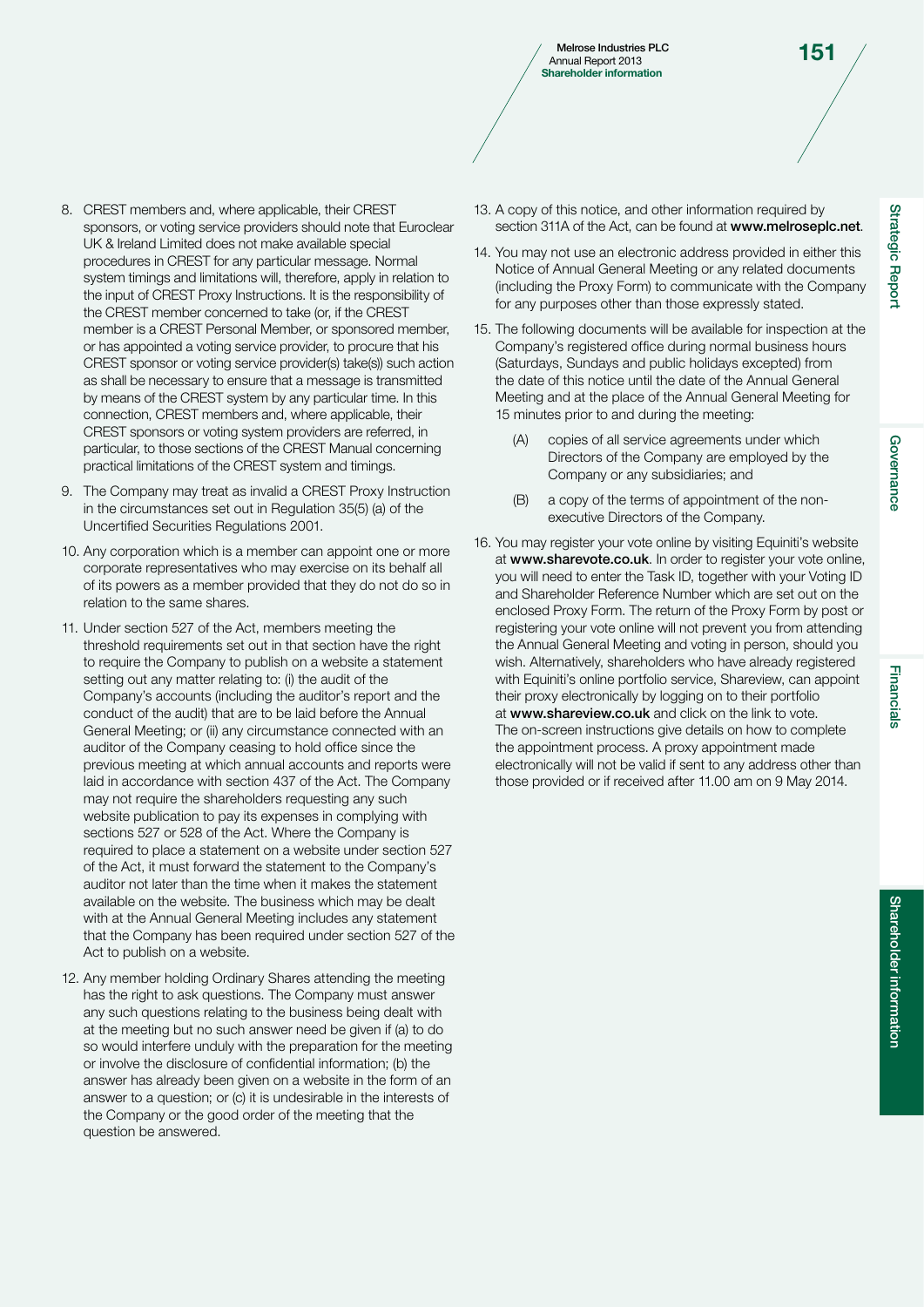8. CREST members and, where applicable, their CREST sponsors, or voting service providers should note that Euroclear UK & Ireland Limited does not make available special procedures in CREST for any particular message. Normal system timings and limitations will, therefore, apply in relation to the input of CREST Proxy Instructions. It is the responsibility of the CREST member concerned to take (or, if the CREST member is a CREST Personal Member, or sponsored member, or has appointed a voting service provider, to procure that his CREST sponsor or voting service provider(s) take(s)) such action as shall be necessary to ensure that a message is transmitted by means of the CREST system by any particular time. In this connection, CREST members and, where applicable, their CREST sponsors or voting system providers are referred, in particular, to those sections of the CREST Manual concerning practical limitations of the CREST system and timings.

9. The Company may treat as invalid a CREST Proxy Instruction in the circumstances set out in Regulation 35(5) (a) of the Uncertified Securities Regulations 2001.

10. Any corporation which is a member can appoint one or more corporate representatives who may exercise on its behalf all of its powers as a member provided that they do not do so in relation to the same shares.

11. Under section 527 of the Act, members meeting the threshold requirements set out in that section have the right to require the Company to publish on a website a statement setting out any matter relating to: (i) the audit of the Company's accounts (including the auditor's report and the conduct of the audit) that are to be laid before the Annual General Meeting; or (ii) any circumstance connected with an auditor of the Company ceasing to hold office since the previous meeting at which annual accounts and reports were laid in accordance with section 437 of the Act. The Company may not require the shareholders requesting any such website publication to pay its expenses in complying with sections 527 or 528 of the Act. Where the Company is required to place a statement on a website under section 527 of the Act, it must forward the statement to the Company's auditor not later than the time when it makes the statement available on the website. The business which may be dealt with at the Annual General Meeting includes any statement that the Company has been required under section 527 of the Act to publish on a website.

12. Any member holding Ordinary Shares attending the meeting has the right to ask questions. The Company must answer any such questions relating to the business being dealt with at the meeting but no such answer need be given if (a) to do so would interfere unduly with the preparation for the meeting or involve the disclosure of confidential information; (b) the answer has already been given on a website in the form of an answer to a question; or (c) it is undesirable in the interests of the Company or the good order of the meeting that the question be answered.

13. A copy of this notice, and other information required by section 311A of the Act, can be found at **www.melroseplc.net**.

14. You may not use an electronic address provided in either this Notice of Annual General Meeting or any related documents (including the Proxy Form) to communicate with the Company for any purposes other than those expressly stated.

15. The following documents will be available for inspection at the Company's registered office during normal business hours (Saturdays, Sundays and public holidays excepted) from the date of this notice until the date of the Annual General Meeting and at the place of the Annual General Meeting for 15 minutes prior to and during the meeting:

    (A) copies of all service agreements under which Directors of the Company are employed by the Company or any subsidiaries; and

    (B) a copy of the terms of appointment of the non-executive Directors of the Company.

16. You may register your vote online by visiting Equiniti's website at **www.sharevote.co.uk**. In order to register your vote online, you will need to enter the Task ID, together with your Voting ID and Shareholder Reference Number which are set out on the enclosed Proxy Form. The return of the Proxy Form by post or registering your vote online will not prevent you from attending the Annual General Meeting and voting in person, should you wish. Alternatively, shareholders who have already registered with Equiniti's online portfolio service, Shareview, can appoint their proxy electronically by logging on to their portfolio at **www.shareview.co.uk** and click on the link to vote. The on-screen instructions give details on how to complete the appointment process. A proxy appointment made electronically will not be valid if sent to any address other than those provided or if received after 11.00 am on 9 May 2014.